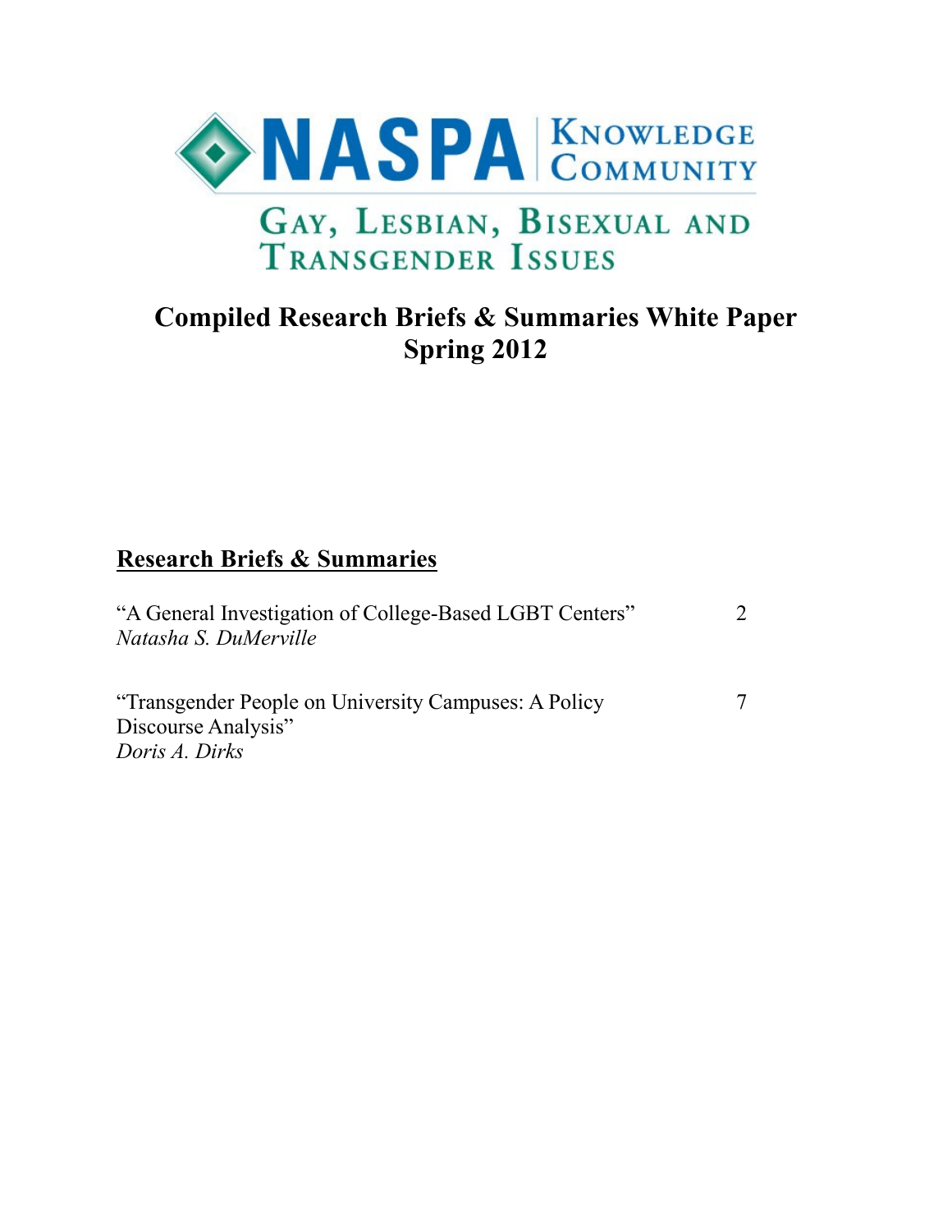# NASPA Knowledge Community

## Gay, Lesbian, Bisexual and Transgender Issues

## Compiled Research Briefs & Summaries White Paper Spring 2012

**<u>Research Briefs & Summaries</u>**

| | |
|---|---|
| "A General Investigation of College-Based LGBT Centers" *Natasha S. DuMerville* | 2 |
| "Transgender People on University Campuses: A Policy Discourse Analysis" *Doris A. Dirks* | 7 |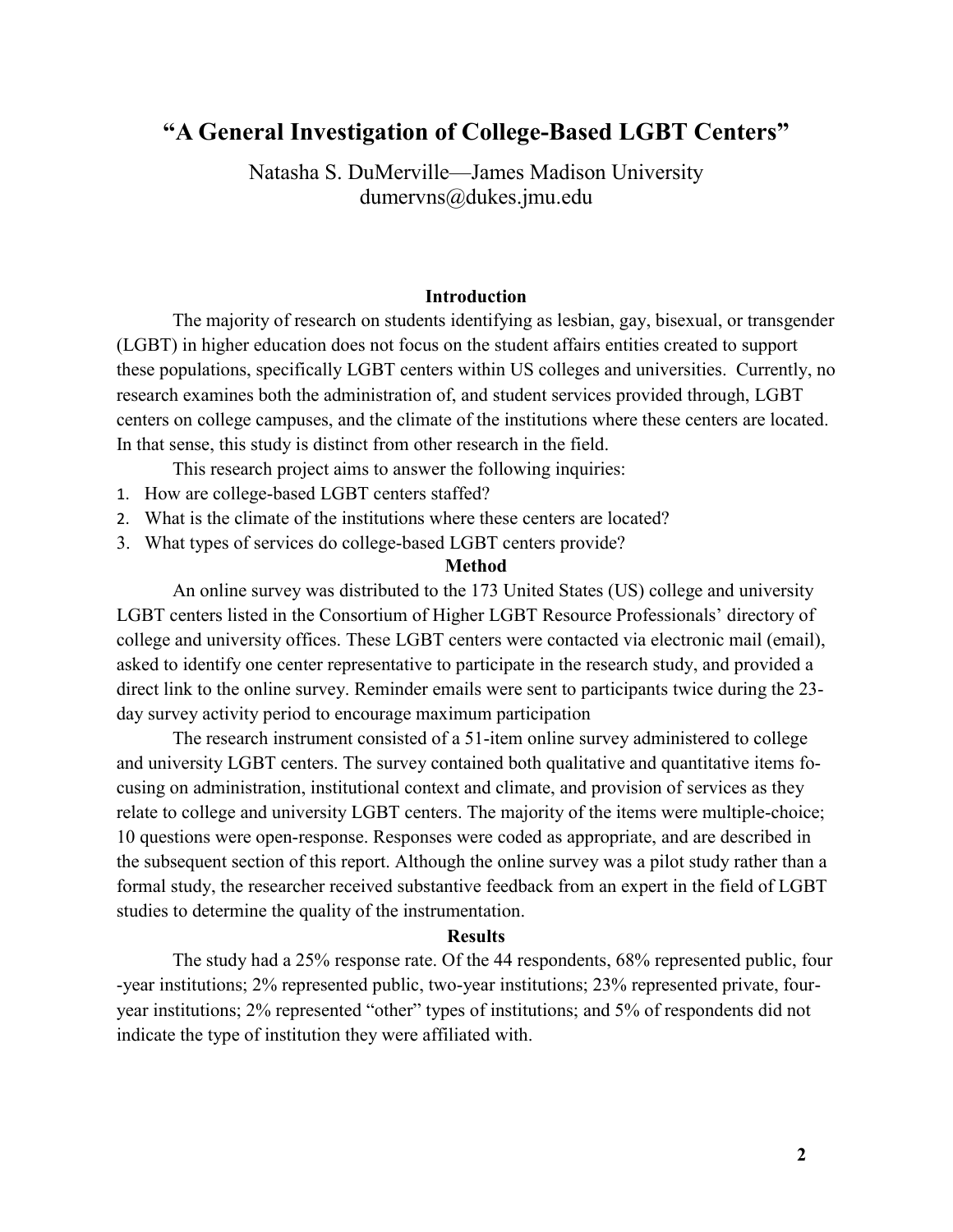# "A General Investigation of College-Based LGBT Centers"

Natasha S. DuMerville—James Madison University
dumervns@dukes.jmu.edu

## Introduction

The majority of research on students identifying as lesbian, gay, bisexual, or transgender (LGBT) in higher education does not focus on the student affairs entities created to support these populations, specifically LGBT centers within US colleges and universities. Currently, no research examines both the administration of, and student services provided through, LGBT centers on college campuses, and the climate of the institutions where these centers are located. In that sense, this study is distinct from other research in the field.

This research project aims to answer the following inquiries:

1. How are college-based LGBT centers staffed?
2. What is the climate of the institutions where these centers are located?
3. What types of services do college-based LGBT centers provide?

## Method

An online survey was distributed to the 173 United States (US) college and university LGBT centers listed in the Consortium of Higher LGBT Resource Professionals' directory of college and university offices. These LGBT centers were contacted via electronic mail (email), asked to identify one center representative to participate in the research study, and provided a direct link to the online survey. Reminder emails were sent to participants twice during the 23-day survey activity period to encourage maximum participation

The research instrument consisted of a 51-item online survey administered to college and university LGBT centers. The survey contained both qualitative and quantitative items focusing on administration, institutional context and climate, and provision of services as they relate to college and university LGBT centers. The majority of the items were multiple-choice; 10 questions were open-response. Responses were coded as appropriate, and are described in the subsequent section of this report. Although the online survey was a pilot study rather than a formal study, the researcher received substantive feedback from an expert in the field of LGBT studies to determine the quality of the instrumentation.

## Results

The study had a 25% response rate. Of the 44 respondents, 68% represented public, four-year institutions; 2% represented public, two-year institutions; 23% represented private, four-year institutions; 2% represented "other" types of institutions; and 5% of respondents did not indicate the type of institution they were affiliated with.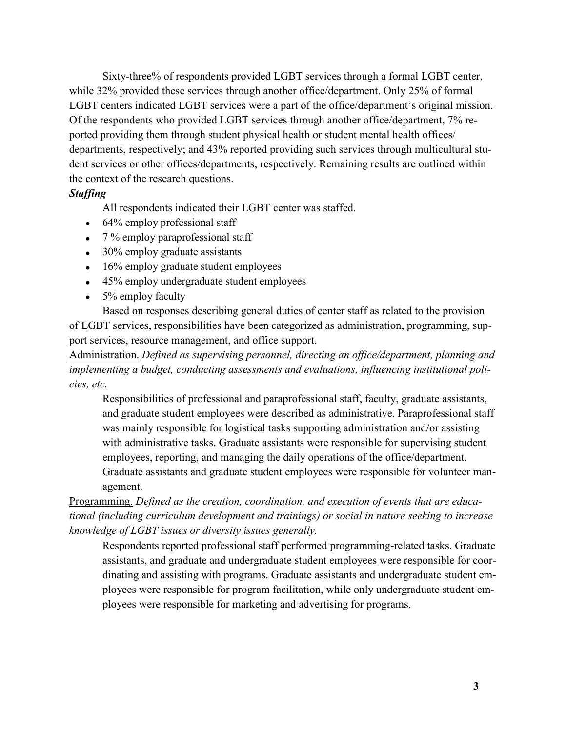Sixty-three% of respondents provided LGBT services through a formal LGBT center, while 32% provided these services through another office/department. Only 25% of formal LGBT centers indicated LGBT services were a part of the office/department's original mission. Of the respondents who provided LGBT services through another office/department, 7% reported providing them through student physical health or student mental health offices/departments, respectively; and 43% reported providing such services through multicultural student services or other offices/departments, respectively. Remaining results are outlined within the context of the research questions.

### ***Staffing***

All respondents indicated their LGBT center was staffed.

- 64% employ professional staff
- 7 % employ paraprofessional staff
- 30% employ graduate assistants
- 16% employ graduate student employees
- 45% employ undergraduate student employees
- 5% employ faculty

Based on responses describing general duties of center staff as related to the provision of LGBT services, responsibilities have been categorized as administration, programming, support services, resource management, and office support.

<u>Administration.</u> *Defined as supervising personnel, directing an office/department, planning and implementing a budget, conducting assessments and evaluations, influencing institutional policies, etc.*

> Responsibilities of professional and paraprofessional staff, faculty, graduate assistants, and graduate student employees were described as administrative. Paraprofessional staff was mainly responsible for logistical tasks supporting administration and/or assisting with administrative tasks. Graduate assistants were responsible for supervising student employees, reporting, and managing the daily operations of the office/department. Graduate assistants and graduate student employees were responsible for volunteer management.

<u>Programming.</u> *Defined as the creation, coordination, and execution of events that are educational (including curriculum development and trainings) or social in nature seeking to increase knowledge of LGBT issues or diversity issues generally.*

> Respondents reported professional staff performed programming-related tasks. Graduate assistants, and graduate and undergraduate student employees were responsible for coordinating and assisting with programs. Graduate assistants and undergraduate student employees were responsible for program facilitation, while only undergraduate student employees were responsible for marketing and advertising for programs.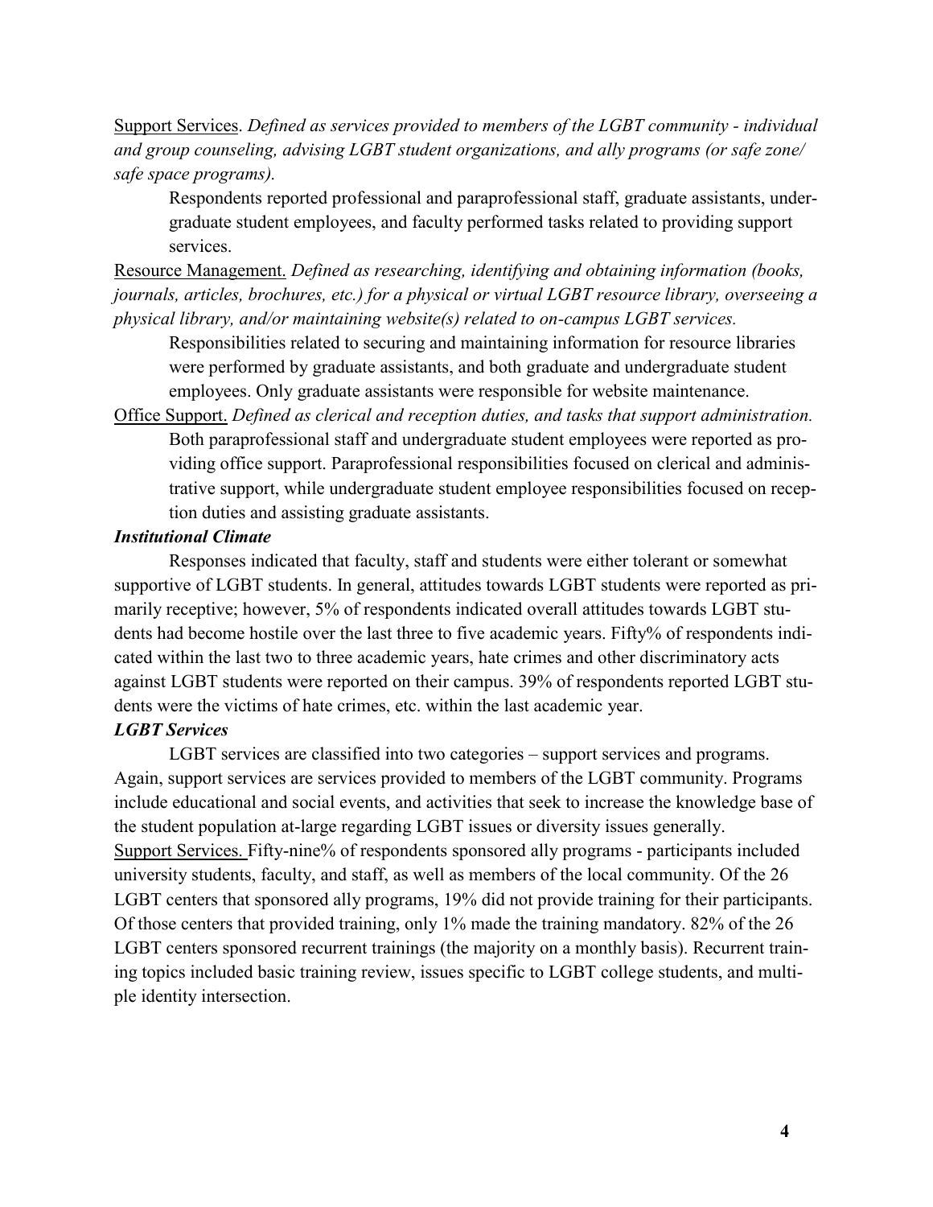Support Services. *Defined as services provided to members of the LGBT community - individual and group counseling, advising LGBT student organizations, and ally programs (or safe zone/ safe space programs).*

Respondents reported professional and paraprofessional staff, graduate assistants, undergraduate student employees, and faculty performed tasks related to providing support services.

Resource Management. *Defined as researching, identifying and obtaining information (books, journals, articles, brochures, etc.) for a physical or virtual LGBT resource library, overseeing a physical library, and/or maintaining website(s) related to on-campus LGBT services.*

Responsibilities related to securing and maintaining information for resource libraries were performed by graduate assistants, and both graduate and undergraduate student employees. Only graduate assistants were responsible for website maintenance.

Office Support. *Defined as clerical and reception duties, and tasks that support administration.*

Both paraprofessional staff and undergraduate student employees were reported as providing office support. Paraprofessional responsibilities focused on clerical and administrative support, while undergraduate student employee responsibilities focused on reception duties and assisting graduate assistants.

***Institutional Climate***

Responses indicated that faculty, staff and students were either tolerant or somewhat supportive of LGBT students. In general, attitudes towards LGBT students were reported as primarily receptive; however, 5% of respondents indicated overall attitudes towards LGBT students had become hostile over the last three to five academic years. Fifty% of respondents indicated within the last two to three academic years, hate crimes and other discriminatory acts against LGBT students were reported on their campus. 39% of respondents reported LGBT students were the victims of hate crimes, etc. within the last academic year.

***LGBT Services***

LGBT services are classified into two categories – support services and programs. Again, support services are services provided to members of the LGBT community. Programs include educational and social events, and activities that seek to increase the knowledge base of the student population at-large regarding LGBT issues or diversity issues generally.

Support Services. Fifty-nine% of respondents sponsored ally programs - participants included university students, faculty, and staff, as well as members of the local community. Of the 26 LGBT centers that sponsored ally programs, 19% did not provide training for their participants. Of those centers that provided training, only 1% made the training mandatory. 82% of the 26 LGBT centers sponsored recurrent trainings (the majority on a monthly basis). Recurrent training topics included basic training review, issues specific to LGBT college students, and multiple identity intersection.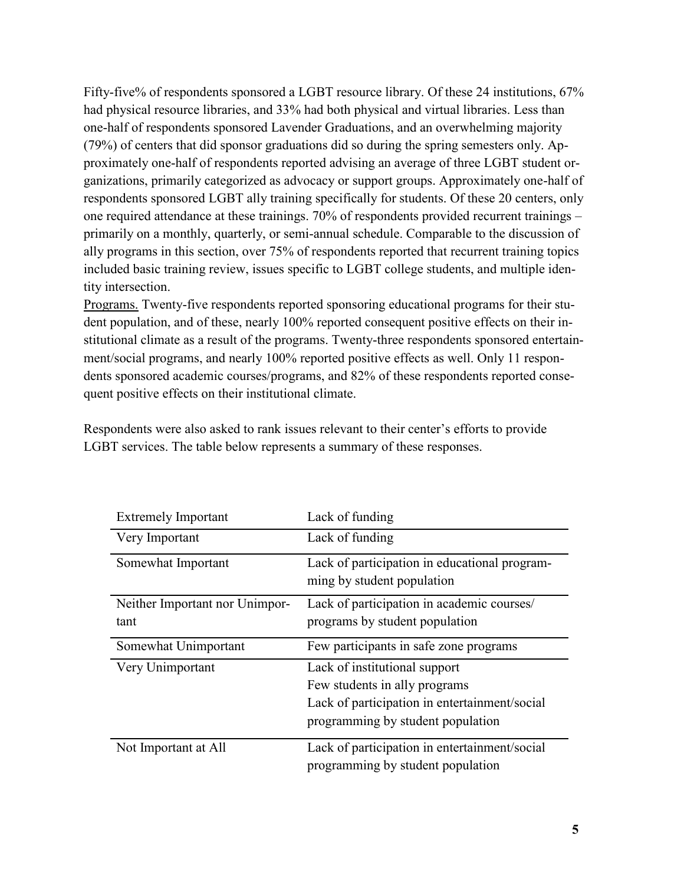Fifty-five% of respondents sponsored a LGBT resource library. Of these 24 institutions, 67% had physical resource libraries, and 33% had both physical and virtual libraries. Less than one-half of respondents sponsored Lavender Graduations, and an overwhelming majority (79%) of centers that did sponsor graduations did so during the spring semesters only. Approximately one-half of respondents reported advising an average of three LGBT student organizations, primarily categorized as advocacy or support groups. Approximately one-half of respondents sponsored LGBT ally training specifically for students. Of these 20 centers, only one required attendance at these trainings. 70% of respondents provided recurrent trainings – primarily on a monthly, quarterly, or semi-annual schedule. Comparable to the discussion of ally programs in this section, over 75% of respondents reported that recurrent training topics included basic training review, issues specific to LGBT college students, and multiple identity intersection.

Programs. Twenty-five respondents reported sponsoring educational programs for their student population, and of these, nearly 100% reported consequent positive effects on their institutional climate as a result of the programs. Twenty-three respondents sponsored entertainment/social programs, and nearly 100% reported positive effects as well. Only 11 respondents sponsored academic courses/programs, and 82% of these respondents reported consequent positive effects on their institutional climate.

Respondents were also asked to rank issues relevant to their center's efforts to provide LGBT services. The table below represents a summary of these responses.

| | |
|---|---|
| Extremely Important | Lack of funding |
| Very Important | Lack of funding |
| Somewhat Important | Lack of participation in educational programming by student population |
| Neither Important nor Unimportant | Lack of participation in academic courses/ programs by student population |
| Somewhat Unimportant | Few participants in safe zone programs |
| Very Unimportant | Lack of institutional support<br>Few students in ally programs<br>Lack of participation in entertainment/social programming by student population |
| Not Important at All | Lack of participation in entertainment/social programming by student population |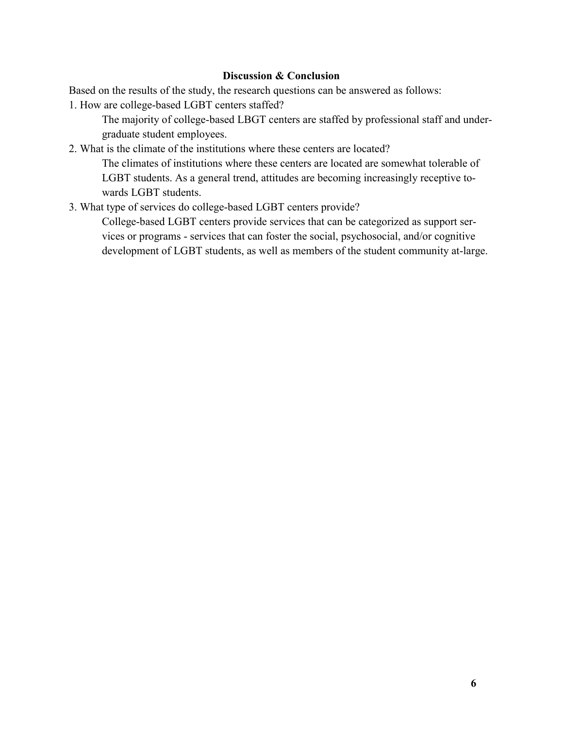## Discussion & Conclusion

Based on the results of the study, the research questions can be answered as follows:

1. How are college-based LGBT centers staffed?

   The majority of college-based LBGT centers are staffed by professional staff and undergraduate student employees.

2. What is the climate of the institutions where these centers are located?

   The climates of institutions where these centers are located are somewhat tolerable of LGBT students. As a general trend, attitudes are becoming increasingly receptive towards LGBT students.

3. What type of services do college-based LGBT centers provide?

   College-based LGBT centers provide services that can be categorized as support services or programs - services that can foster the social, psychosocial, and/or cognitive development of LGBT students, as well as members of the student community at-large.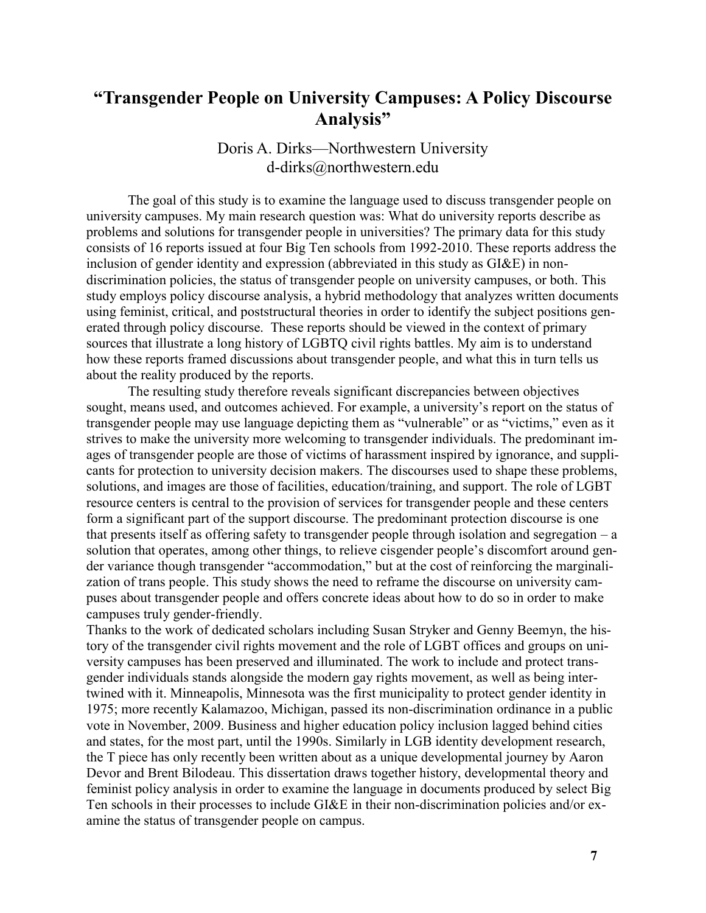# "Transgender People on University Campuses: A Policy Discourse Analysis"

Doris A. Dirks—Northwestern University
d-dirks@northwestern.edu

The goal of this study is to examine the language used to discuss transgender people on university campuses. My main research question was: What do university reports describe as problems and solutions for transgender people in universities? The primary data for this study consists of 16 reports issued at four Big Ten schools from 1992-2010. These reports address the inclusion of gender identity and expression (abbreviated in this study as GI&E) in non-discrimination policies, the status of transgender people on university campuses, or both. This study employs policy discourse analysis, a hybrid methodology that analyzes written documents using feminist, critical, and poststructural theories in order to identify the subject positions generated through policy discourse. These reports should be viewed in the context of primary sources that illustrate a long history of LGBTQ civil rights battles. My aim is to understand how these reports framed discussions about transgender people, and what this in turn tells us about the reality produced by the reports.

The resulting study therefore reveals significant discrepancies between objectives sought, means used, and outcomes achieved. For example, a university's report on the status of transgender people may use language depicting them as "vulnerable" or as "victims," even as it strives to make the university more welcoming to transgender individuals. The predominant images of transgender people are those of victims of harassment inspired by ignorance, and supplicants for protection to university decision makers. The discourses used to shape these problems, solutions, and images are those of facilities, education/training, and support. The role of LGBT resource centers is central to the provision of services for transgender people and these centers form a significant part of the support discourse. The predominant protection discourse is one that presents itself as offering safety to transgender people through isolation and segregation – a solution that operates, among other things, to relieve cisgender people's discomfort around gender variance though transgender "accommodation," but at the cost of reinforcing the marginalization of trans people. This study shows the need to reframe the discourse on university campuses about transgender people and offers concrete ideas about how to do so in order to make campuses truly gender-friendly.

Thanks to the work of dedicated scholars including Susan Stryker and Genny Beemyn, the history of the transgender civil rights movement and the role of LGBT offices and groups on university campuses has been preserved and illuminated. The work to include and protect transgender individuals stands alongside the modern gay rights movement, as well as being intertwined with it. Minneapolis, Minnesota was the first municipality to protect gender identity in 1975; more recently Kalamazoo, Michigan, passed its non-discrimination ordinance in a public vote in November, 2009. Business and higher education policy inclusion lagged behind cities and states, for the most part, until the 1990s. Similarly in LGB identity development research, the T piece has only recently been written about as a unique developmental journey by Aaron Devor and Brent Bilodeau. This dissertation draws together history, developmental theory and feminist policy analysis in order to examine the language in documents produced by select Big Ten schools in their processes to include GI&E in their non-discrimination policies and/or examine the status of transgender people on campus.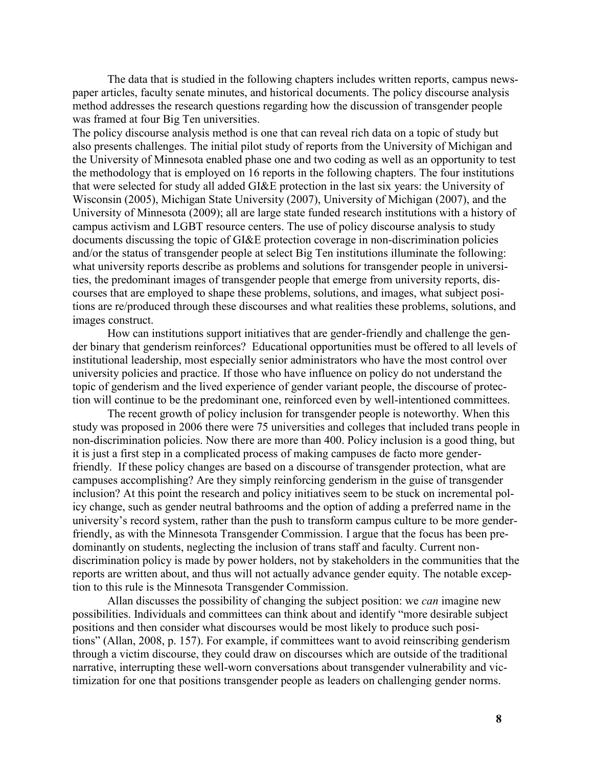The data that is studied in the following chapters includes written reports, campus newspaper articles, faculty senate minutes, and historical documents. The policy discourse analysis method addresses the research questions regarding how the discussion of transgender people was framed at four Big Ten universities.

The policy discourse analysis method is one that can reveal rich data on a topic of study but also presents challenges. The initial pilot study of reports from the University of Michigan and the University of Minnesota enabled phase one and two coding as well as an opportunity to test the methodology that is employed on 16 reports in the following chapters. The four institutions that were selected for study all added GI&E protection in the last six years: the University of Wisconsin (2005), Michigan State University (2007), University of Michigan (2007), and the University of Minnesota (2009); all are large state funded research institutions with a history of campus activism and LGBT resource centers. The use of policy discourse analysis to study documents discussing the topic of GI&E protection coverage in non-discrimination policies and/or the status of transgender people at select Big Ten institutions illuminate the following: what university reports describe as problems and solutions for transgender people in universities, the predominant images of transgender people that emerge from university reports, discourses that are employed to shape these problems, solutions, and images, what subject positions are re/produced through these discourses and what realities these problems, solutions, and images construct.

How can institutions support initiatives that are gender-friendly and challenge the gender binary that genderism reinforces? Educational opportunities must be offered to all levels of institutional leadership, most especially senior administrators who have the most control over university policies and practice. If those who have influence on policy do not understand the topic of genderism and the lived experience of gender variant people, the discourse of protection will continue to be the predominant one, reinforced even by well-intentioned committees.

The recent growth of policy inclusion for transgender people is noteworthy. When this study was proposed in 2006 there were 75 universities and colleges that included trans people in non-discrimination policies. Now there are more than 400. Policy inclusion is a good thing, but it is just a first step in a complicated process of making campuses de facto more gender-friendly. If these policy changes are based on a discourse of transgender protection, what are campuses accomplishing? Are they simply reinforcing genderism in the guise of transgender inclusion? At this point the research and policy initiatives seem to be stuck on incremental policy change, such as gender neutral bathrooms and the option of adding a preferred name in the university's record system, rather than the push to transform campus culture to be more gender-friendly, as with the Minnesota Transgender Commission. I argue that the focus has been predominantly on students, neglecting the inclusion of trans staff and faculty. Current non-discrimination policy is made by power holders, not by stakeholders in the communities that the reports are written about, and thus will not actually advance gender equity. The notable exception to this rule is the Minnesota Transgender Commission.

Allan discusses the possibility of changing the subject position: we *can* imagine new possibilities. Individuals and committees can think about and identify "more desirable subject positions and then consider what discourses would be most likely to produce such positions" (Allan, 2008, p. 157). For example, if committees want to avoid reinscribing genderism through a victim discourse, they could draw on discourses which are outside of the traditional narrative, interrupting these well-worn conversations about transgender vulnerability and victimization for one that positions transgender people as leaders on challenging gender norms.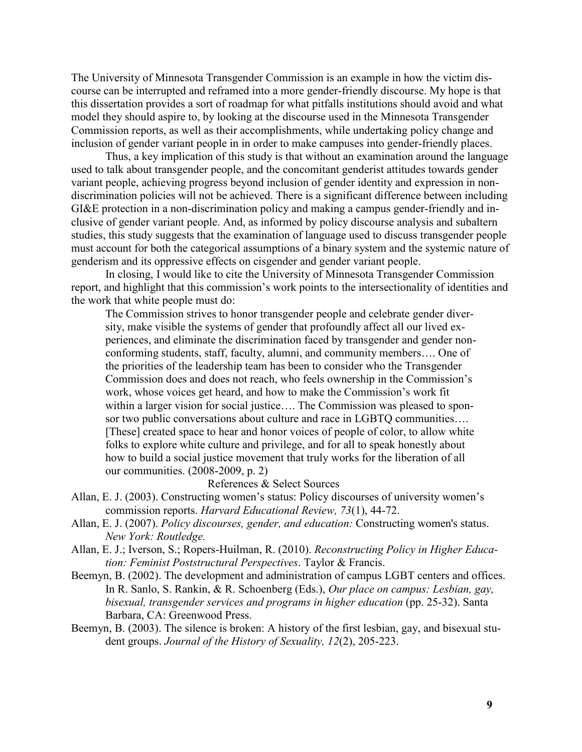The University of Minnesota Transgender Commission is an example in how the victim discourse can be interrupted and reframed into a more gender-friendly discourse. My hope is that this dissertation provides a sort of roadmap for what pitfalls institutions should avoid and what model they should aspire to, by looking at the discourse used in the Minnesota Transgender Commission reports, as well as their accomplishments, while undertaking policy change and inclusion of gender variant people in in order to make campuses into gender-friendly places.

Thus, a key implication of this study is that without an examination around the language used to talk about transgender people, and the concomitant genderist attitudes towards gender variant people, achieving progress beyond inclusion of gender identity and expression in non-discrimination policies will not be achieved. There is a significant difference between including GI&E protection in a non-discrimination policy and making a campus gender-friendly and inclusive of gender variant people. And, as informed by policy discourse analysis and subaltern studies, this study suggests that the examination of language used to discuss transgender people must account for both the categorical assumptions of a binary system and the systemic nature of genderism and its oppressive effects on cisgender and gender variant people.

In closing, I would like to cite the University of Minnesota Transgender Commission report, and highlight that this commission's work points to the intersectionality of identities and the work that white people must do:

> The Commission strives to honor transgender people and celebrate gender diversity, make visible the systems of gender that profoundly affect all our lived experiences, and eliminate the discrimination faced by transgender and gender non-conforming students, staff, faculty, alumni, and community members…. One of the priorities of the leadership team has been to consider who the Transgender Commission does and does not reach, who feels ownership in the Commission's work, whose voices get heard, and how to make the Commission's work fit within a larger vision for social justice…. The Commission was pleased to sponsor two public conversations about culture and race in LGBTQ communities…. [These] created space to hear and honor voices of people of color, to allow white folks to explore white culture and privilege, and for all to speak honestly about how to build a social justice movement that truly works for the liberation of all our communities. (2008-2009, p. 2)

## References & Select Sources

Allan, E. J. (2003). Constructing women's status: Policy discourses of university women's commission reports. *Harvard Educational Review, 73*(1), 44-72.

Allan, E. J. (2007). *Policy discourses, gender, and education:* Constructing women's status. *New York: Routledge.*

Allan, E. J.; Iverson, S.; Ropers-Huilman, R. (2010). *Reconstructing Policy in Higher Education: Feminist Poststructural Perspectives*. Taylor & Francis.

Beemyn, B. (2002). The development and administration of campus LGBT centers and offices. In R. Sanlo, S. Rankin, & R. Schoenberg (Eds.), *Our place on campus: Lesbian, gay, bisexual, transgender services and programs in higher education* (pp. 25-32). Santa Barbara, CA: Greenwood Press.

Beemyn, B. (2003). The silence is broken: A history of the first lesbian, gay, and bisexual student groups. *Journal of the History of Sexuality, 12*(2), 205-223.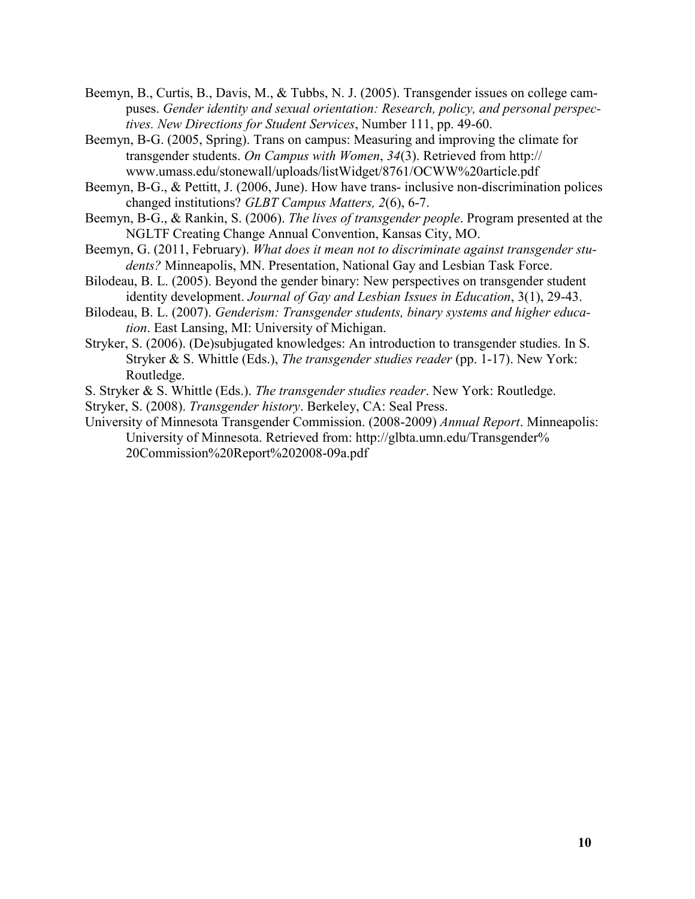Beemyn, B., Curtis, B., Davis, M., & Tubbs, N. J. (2005). Transgender issues on college campuses. *Gender identity and sexual orientation: Research, policy, and personal perspectives. New Directions for Student Services*, Number 111, pp. 49-60.

Beemyn, B-G. (2005, Spring). Trans on campus: Measuring and improving the climate for transgender students. *On Campus with Women*, *34*(3). Retrieved from http://www.umass.edu/stonewall/uploads/listWidget/8761/OCWW%20article.pdf

Beemyn, B-G., & Pettitt, J. (2006, June). How have trans- inclusive non-discrimination polices changed institutions? *GLBT Campus Matters, 2*(6), 6-7.

Beemyn, B-G., & Rankin, S. (2006). *The lives of transgender people*. Program presented at the NGLTF Creating Change Annual Convention, Kansas City, MO.

Beemyn, G. (2011, February). *What does it mean not to discriminate against transgender students?* Minneapolis, MN. Presentation, National Gay and Lesbian Task Force.

Bilodeau, B. L. (2005). Beyond the gender binary: New perspectives on transgender student identity development. *Journal of Gay and Lesbian Issues in Education*, 3(1), 29-43.

Bilodeau, B. L. (2007). *Genderism: Transgender students, binary systems and higher education*. East Lansing, MI: University of Michigan.

Stryker, S. (2006). (De)subjugated knowledges: An introduction to transgender studies. In S. Stryker & S. Whittle (Eds.), *The transgender studies reader* (pp. 1-17). New York: Routledge.

S. Stryker & S. Whittle (Eds.). *The transgender studies reader*. New York: Routledge.

Stryker, S. (2008). *Transgender history*. Berkeley, CA: Seal Press.

University of Minnesota Transgender Commission. (2008-2009) *Annual Report*. Minneapolis: University of Minnesota. Retrieved from: http://glbta.umn.edu/Transgender%20Commission%20Report%202008-09a.pdf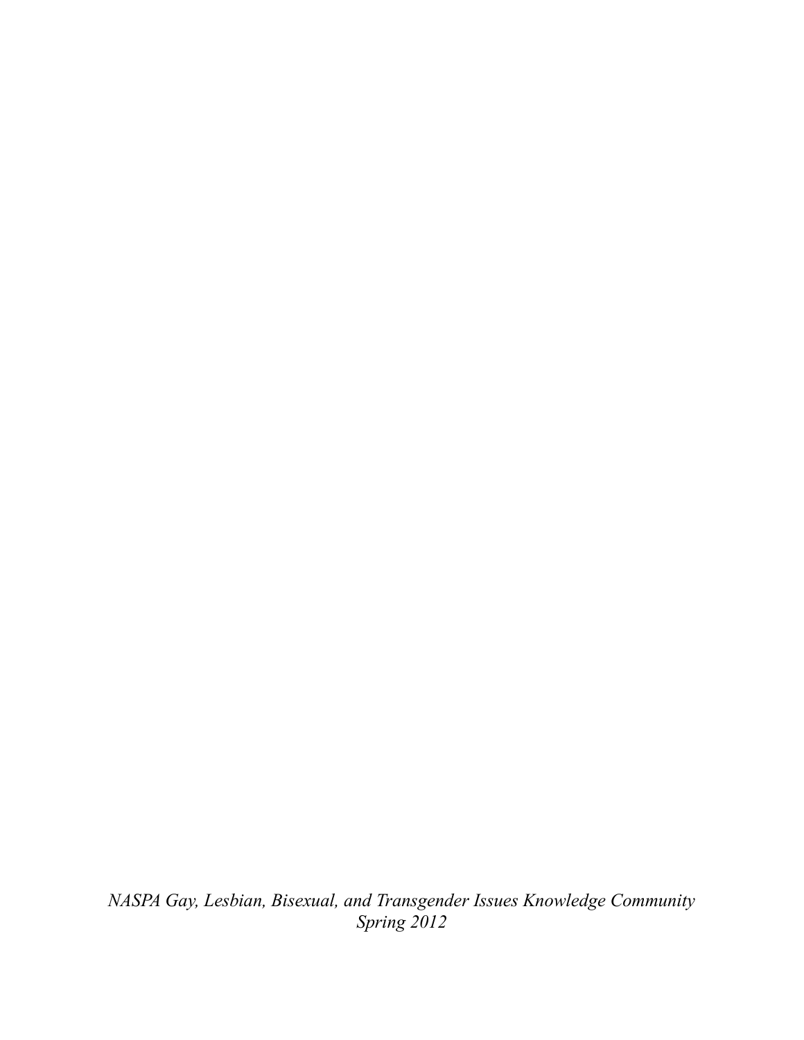*NASPA Gay, Lesbian, Bisexual, and Transgender Issues Knowledge Community*
*Spring 2012*